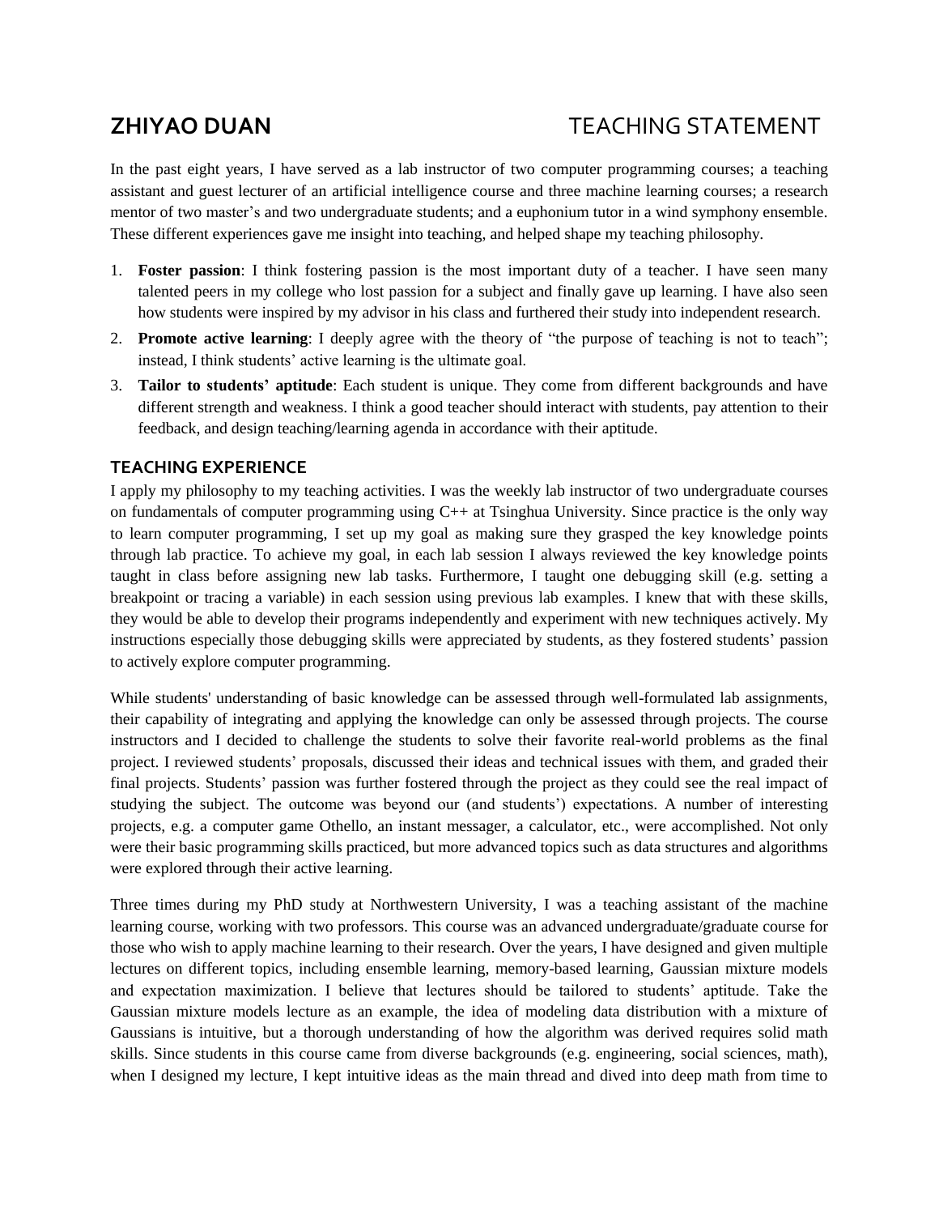# ZHIYAO DUAN TEACHING STATEMENT

In the past eight years, I have served as a lab instructor of two computer programming courses; a teaching assistant and guest lecturer of an artificial intelligence course and three machine learning courses; a research mentor of two master's and two undergraduate students; and a euphonium tutor in a wind symphony ensemble. These different experiences gave me insight into teaching, and helped shape my teaching philosophy.

1. **Foster passion**: I think fostering passion is the most important duty of a teacher. I have seen many talented peers in my college who lost passion for a subject and finally gave up learning. I have also seen how students were inspired by my advisor in his class and furthered their study into independent research.
2. **Promote active learning**: I deeply agree with the theory of "the purpose of teaching is not to teach"; instead, I think students' active learning is the ultimate goal.
3. **Tailor to students' aptitude**: Each student is unique. They come from different backgrounds and have different strength and weakness. I think a good teacher should interact with students, pay attention to their feedback, and design teaching/learning agenda in accordance with their aptitude.

## TEACHING EXPERIENCE

I apply my philosophy to my teaching activities. I was the weekly lab instructor of two undergraduate courses on fundamentals of computer programming using C++ at Tsinghua University. Since practice is the only way to learn computer programming, I set up my goal as making sure they grasped the key knowledge points through lab practice. To achieve my goal, in each lab session I always reviewed the key knowledge points taught in class before assigning new lab tasks. Furthermore, I taught one debugging skill (e.g. setting a breakpoint or tracing a variable) in each session using previous lab examples. I knew that with these skills, they would be able to develop their programs independently and experiment with new techniques actively. My instructions especially those debugging skills were appreciated by students, as they fostered students' passion to actively explore computer programming.

While students' understanding of basic knowledge can be assessed through well-formulated lab assignments, their capability of integrating and applying the knowledge can only be assessed through projects. The course instructors and I decided to challenge the students to solve their favorite real-world problems as the final project. I reviewed students' proposals, discussed their ideas and technical issues with them, and graded their final projects. Students' passion was further fostered through the project as they could see the real impact of studying the subject. The outcome was beyond our (and students') expectations. A number of interesting projects, e.g. a computer game Othello, an instant messager, a calculator, etc., were accomplished. Not only were their basic programming skills practiced, but more advanced topics such as data structures and algorithms were explored through their active learning.

Three times during my PhD study at Northwestern University, I was a teaching assistant of the machine learning course, working with two professors. This course was an advanced undergraduate/graduate course for those who wish to apply machine learning to their research. Over the years, I have designed and given multiple lectures on different topics, including ensemble learning, memory-based learning, Gaussian mixture models and expectation maximization. I believe that lectures should be tailored to students' aptitude. Take the Gaussian mixture models lecture as an example, the idea of modeling data distribution with a mixture of Gaussians is intuitive, but a thorough understanding of how the algorithm was derived requires solid math skills. Since students in this course came from diverse backgrounds (e.g. engineering, social sciences, math), when I designed my lecture, I kept intuitive ideas as the main thread and dived into deep math from time to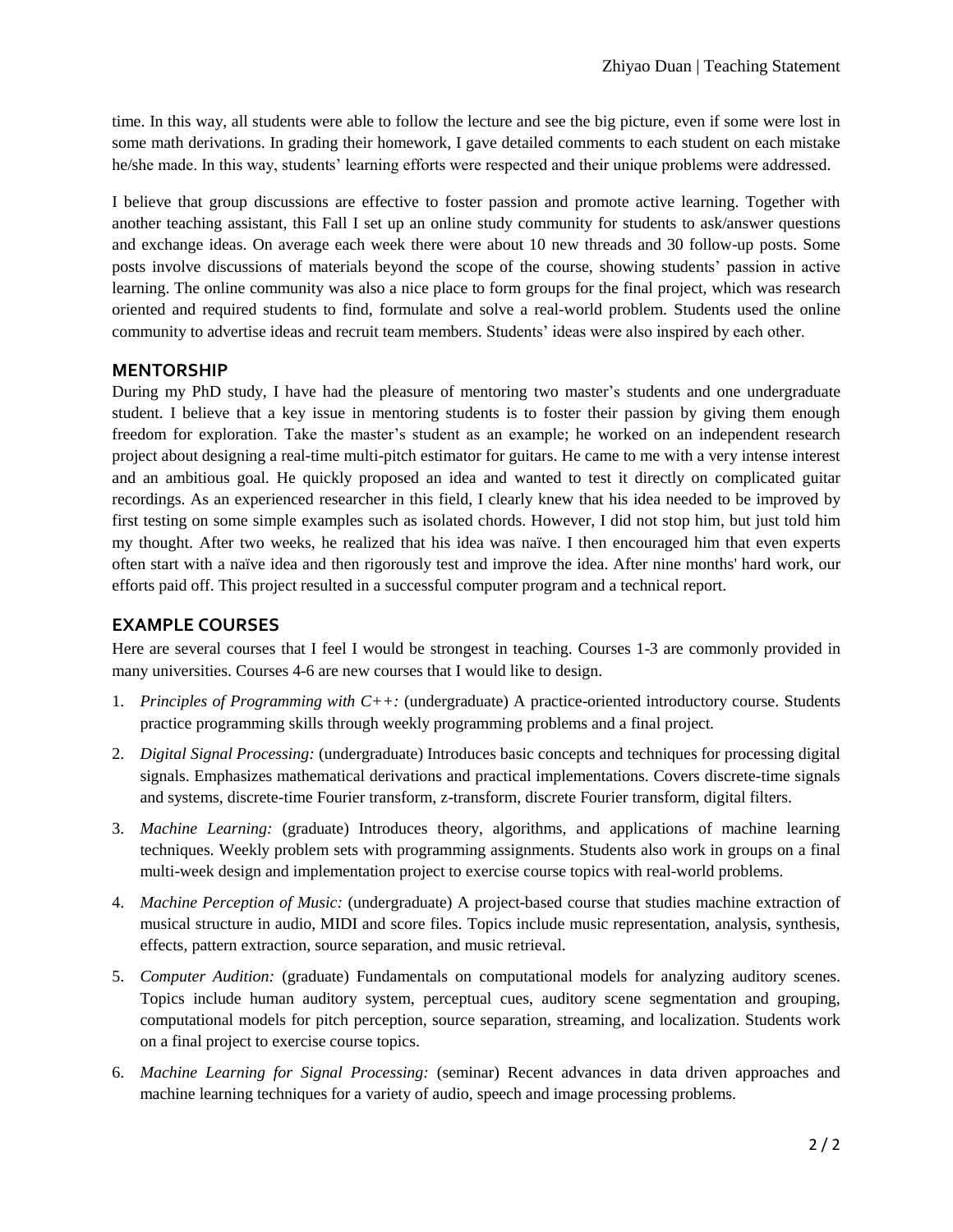time. In this way, all students were able to follow the lecture and see the big picture, even if some were lost in some math derivations. In grading their homework, I gave detailed comments to each student on each mistake he/she made. In this way, students' learning efforts were respected and their unique problems were addressed.

I believe that group discussions are effective to foster passion and promote active learning. Together with another teaching assistant, this Fall I set up an online study community for students to ask/answer questions and exchange ideas. On average each week there were about 10 new threads and 30 follow-up posts. Some posts involve discussions of materials beyond the scope of the course, showing students' passion in active learning. The online community was also a nice place to form groups for the final project, which was research oriented and required students to find, formulate and solve a real-world problem. Students used the online community to advertise ideas and recruit team members. Students' ideas were also inspired by each other.

## MENTORSHIP

During my PhD study, I have had the pleasure of mentoring two master's students and one undergraduate student. I believe that a key issue in mentoring students is to foster their passion by giving them enough freedom for exploration. Take the master's student as an example; he worked on an independent research project about designing a real-time multi-pitch estimator for guitars. He came to me with a very intense interest and an ambitious goal. He quickly proposed an idea and wanted to test it directly on complicated guitar recordings. As an experienced researcher in this field, I clearly knew that his idea needed to be improved by first testing on some simple examples such as isolated chords. However, I did not stop him, but just told him my thought. After two weeks, he realized that his idea was naïve. I then encouraged him that even experts often start with a naïve idea and then rigorously test and improve the idea. After nine months' hard work, our efforts paid off. This project resulted in a successful computer program and a technical report.

## EXAMPLE COURSES

Here are several courses that I feel I would be strongest in teaching. Courses 1-3 are commonly provided in many universities. Courses 4-6 are new courses that I would like to design.

1. *Principles of Programming with C++:* (undergraduate) A practice-oriented introductory course. Students practice programming skills through weekly programming problems and a final project.
2. *Digital Signal Processing:* (undergraduate) Introduces basic concepts and techniques for processing digital signals. Emphasizes mathematical derivations and practical implementations. Covers discrete-time signals and systems, discrete-time Fourier transform, z-transform, discrete Fourier transform, digital filters.
3. *Machine Learning:* (graduate) Introduces theory, algorithms, and applications of machine learning techniques. Weekly problem sets with programming assignments. Students also work in groups on a final multi-week design and implementation project to exercise course topics with real-world problems.
4. *Machine Perception of Music:* (undergraduate) A project-based course that studies machine extraction of musical structure in audio, MIDI and score files. Topics include music representation, analysis, synthesis, effects, pattern extraction, source separation, and music retrieval.
5. *Computer Audition:* (graduate) Fundamentals on computational models for analyzing auditory scenes. Topics include human auditory system, perceptual cues, auditory scene segmentation and grouping, computational models for pitch perception, source separation, streaming, and localization. Students work on a final project to exercise course topics.
6. *Machine Learning for Signal Processing:* (seminar) Recent advances in data driven approaches and machine learning techniques for a variety of audio, speech and image processing problems.